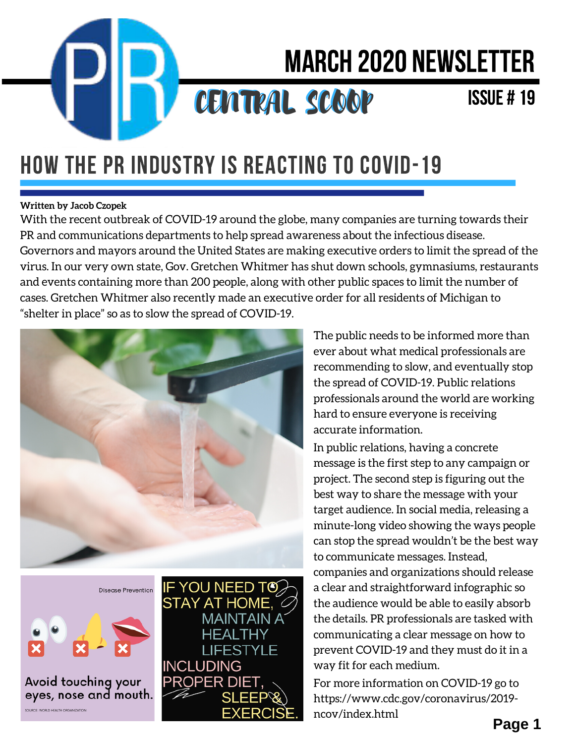# MARCH 2020 NEWSLETTER

## CENTRAL SCOOP

ISSUE # 19

# HOW THE PR INDUSTRY IS REACTING TO COVID-19

**Written by Jacob Czopek**

With the recent outbreak of COVID-19 around the globe, many companies are turning towards their PR and communications departments to help spread awareness about the infectious disease. Governors and mayors around the United States are making executive orders to limit the spread of the virus. In our very own state, Gov. Gretchen Whitmer has shut down schools, gymnasiums, restaurants and events containing more than 200 people, along with other public spaces to limit the number of cases. Gretchen Whitmer also recently made an executive order for all residents of Michigan to "shelter in place" so as to slow the spread of COVID-19.

The public needs to be informed more than ever about what medical professionals are recommending to slow, and eventually stop the spread of COVID-19. Public relations professionals around the world are working hard to ensure everyone is receiving accurate information.

In public relations, having a concrete message is the first step to any campaign or project. The second step is figuring out the best way to share the message with your target audience. In social media, releasing a minute-long video showing the ways people can stop the spread wouldn't be the best way to communicate messages. Instead, companies and organizations should release a clear and straightforward infographic so the audience would be able to easily absorb the details. PR professionals are tasked with communicating a clear message on how to prevent COVID-19 and they must do it in a way fit for each medium.

For more information on COVID-19 go to https://www.cdc.gov/coronavirus/2019-ncov/index.html

Disease Prevention

Avoid touching your eyes, nose and mouth.

SOURCE: WORLD HEALTH ORGANIZATION

IF YOU NEED TO STAY AT HOME, MAINTAIN A HEALTHY LIFESTYLE INCLUDING PROPER DIET, SLEEP & EXERCISE.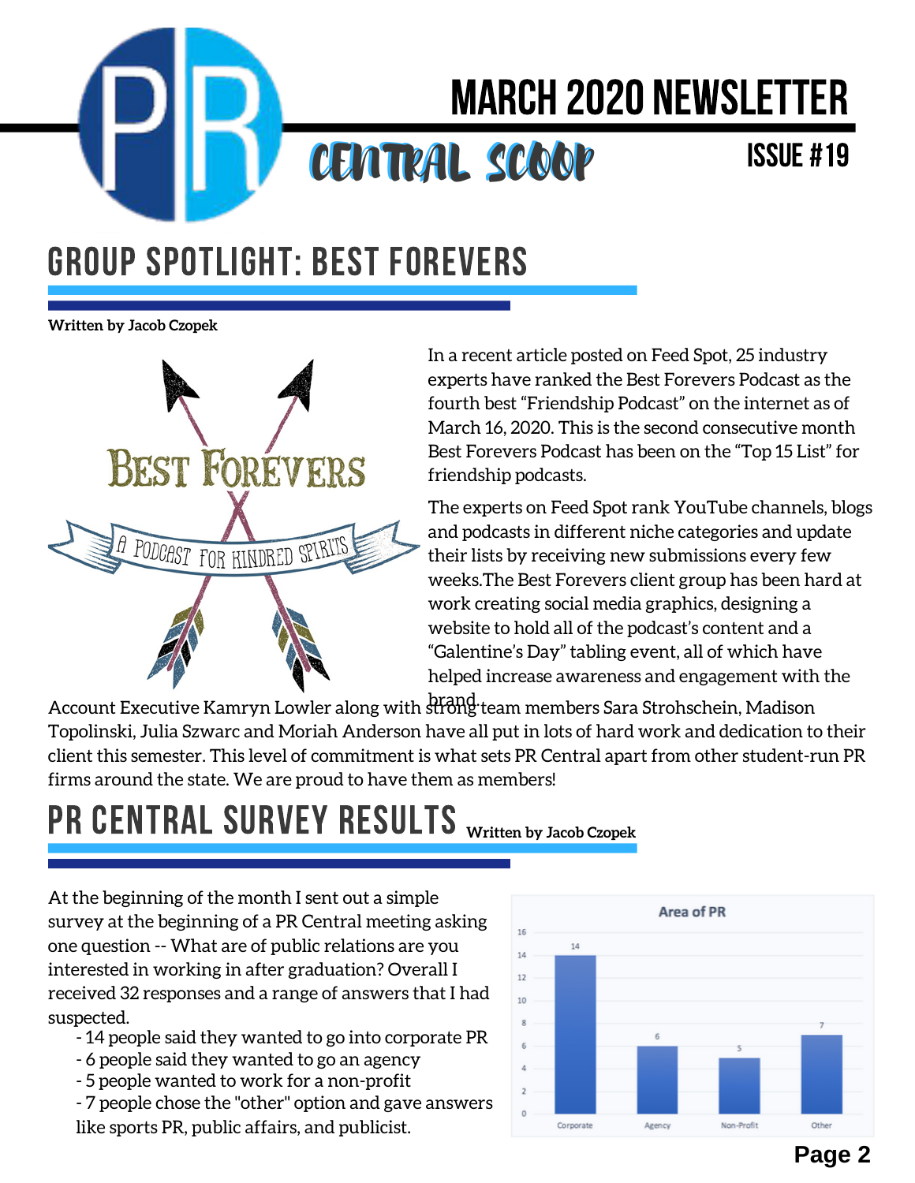# MARCH 2020 NEWSLETTER

## CENTRAL SCOOP

ISSUE #19

## GROUP SPOTLIGHT: BEST FOREVERS

**Written by Jacob Czopek**

In a recent article posted on Feed Spot, 25 industry experts have ranked the Best Forevers Podcast as the fourth best "Friendship Podcast" on the internet as of March 16, 2020. This is the second consecutive month Best Forevers Podcast has been on the "Top 15 List" for friendship podcasts.

The experts on Feed Spot rank YouTube channels, blogs and podcasts in different niche categories and update their lists by receiving new submissions every few weeks.The Best Forevers client group has been hard at work creating social media graphics, designing a website to hold all of the podcast's content and a "Galentine's Day" tabling event, all of which have helped increase awareness and engagement with the brand.

Account Executive Kamryn Lowler along with strong team members Sara Strohschein, Madison Topolinski, Julia Szwarc and Moriah Anderson have all put in lots of hard work and dedication to their client this semester. This level of commitment is what sets PR Central apart from other student-run PR firms around the state. We are proud to have them as members!

## PR CENTRAL SURVEY RESULTS

**Written by Jacob Czopek**

At the beginning of the month I sent out a simple survey at the beginning of a PR Central meeting asking one question -- What are of public relations are you interested in working in after graduation? Overall I received 32 responses and a range of answers that I had suspected.

- 14 people said they wanted to go into corporate PR
- 6 people said they wanted to go an agency
- 5 people wanted to work for a non-profit
- 7 people chose the "other" option and gave answers like sports PR, public affairs, and publicist.

**Area of PR**

| Area | Responses |
|---|---|
| Corporate | 14 |
| Agency | 6 |
| Non-Profit | 5 |
| Other | 7 |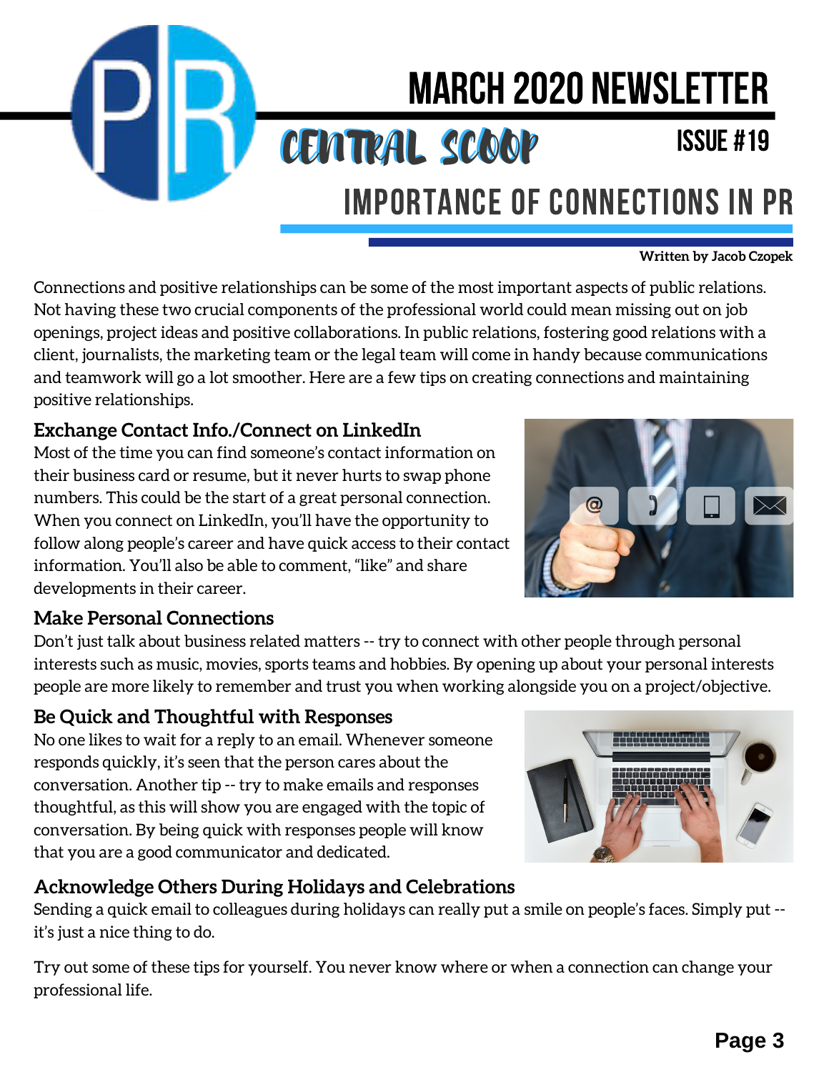# MARCH 2020 NEWSLETTER

## CENTRAL SCOOP

ISSUE #19

# IMPORTANCE OF CONNECTIONS IN PR

**Written by Jacob Czopek**

Connections and positive relationships can be some of the most important aspects of public relations. Not having these two crucial components of the professional world could mean missing out on job openings, project ideas and positive collaborations. In public relations, fostering good relations with a client, journalists, the marketing team or the legal team will come in handy because communications and teamwork will go a lot smoother. Here are a few tips on creating connections and maintaining positive relationships.

### Exchange Contact Info./Connect on LinkedIn

Most of the time you can find someone's contact information on their business card or resume, but it never hurts to swap phone numbers. This could be the start of a great personal connection. When you connect on LinkedIn, you'll have the opportunity to follow along people's career and have quick access to their contact information. You'll also be able to comment, "like" and share developments in their career.

### Make Personal Connections

Don't just talk about business related matters -- try to connect with other people through personal interests such as music, movies, sports teams and hobbies. By opening up about your personal interests people are more likely to remember and trust you when working alongside you on a project/objective.

### Be Quick and Thoughtful with Responses

No one likes to wait for a reply to an email. Whenever someone responds quickly, it's seen that the person cares about the conversation. Another tip -- try to make emails and responses thoughtful, as this will show you are engaged with the topic of conversation. By being quick with responses people will know that you are a good communicator and dedicated.

### Acknowledge Others During Holidays and Celebrations

Sending a quick email to colleagues during holidays can really put a smile on people's faces. Simply put -- it's just a nice thing to do.

Try out some of these tips for yourself. You never know where or when a connection can change your professional life.